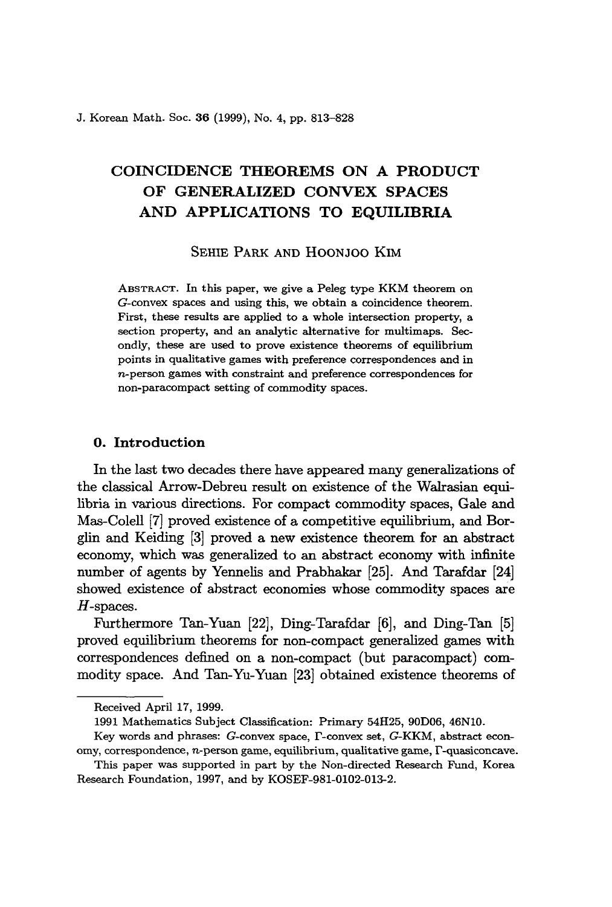# COINCIDENCE THEOREMS ON A PRODUCT OF GENERALIZED CONVEX SPACES AND APPLICATIONS TO EQUILIBRIA

SEHIE PARK AND HOONJOO KIM

ABSTRACT. In this paper, we give a Peleg type KKM theorem on $G$-convex spaces and using this, we obtain a coincidence theorem. First, these results are applied to a whole intersection property, a section property, and an analytic alternative for multimaps. Secondly, these are used to prove existence theorems of equilibrium points in qualitative games with preference correspondences and in $n$-person games with constraint and preference correspondences for non-paracompact setting of commodity spaces.

## 0. Introduction

In the last two decades there have appeared many generalizations of the classical Arrow-Debreu result on existence of the Walrasian equilibria in various directions. For compact commodity spaces, Gale and Mas-Colell [7] proved existence of a competitive equilibrium, and Borglin and Keiding [3] proved a new existence theorem for an abstract economy, which was generalized to an abstract economy with infinite number of agents by Yennelis and Prabhakar [25]. And Tarafdar [24] showed existence of abstract economies whose commodity spaces are $H$-spaces.

Furthermore Tan-Yuan [22], Ding-Tarafdar [6], and Ding-Tan [5] proved equilibrium theorems for non-compact generalized games with correspondences defined on a non-compact (but paracompact) commodity space. And Tan-Yu-Yuan [23] obtained existence theorems of

---

Received April 17, 1999.

1991 Mathematics Subject Classification: Primary 54H25, 90D06, 46N10.

Key words and phrases: $G$-convex space, $\Gamma$-convex set, $G$-KKM, abstract economy, correspondence, $n$-person game, equilibrium, qualitative game, $\Gamma$-quasiconcave.

This paper was supported in part by the Non-directed Research Fund, Korea Research Foundation, 1997, and by KOSEF-981-0102-013-2.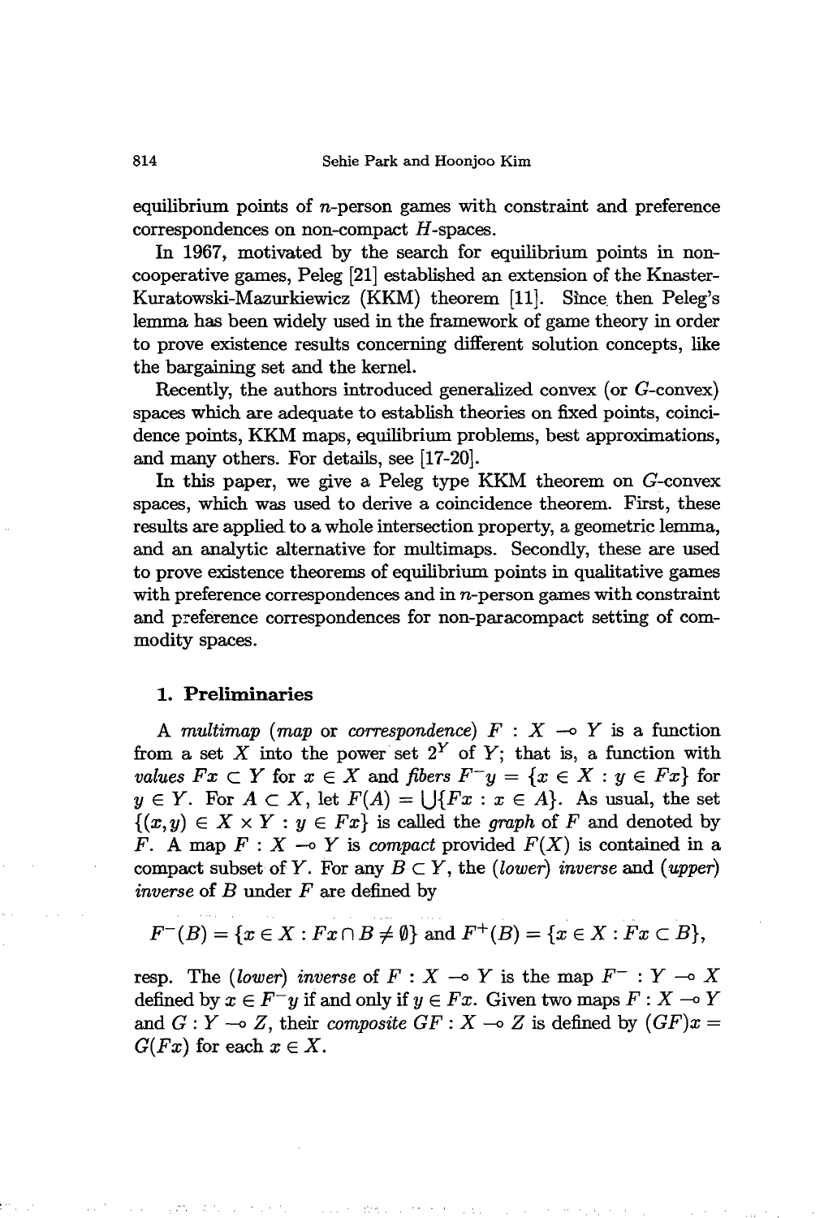equilibrium points of $n$-person games with constraint and preference correspondences on non-compact $H$-spaces.

In 1967, motivated by the search for equilibrium points in non-cooperative games, Peleg [21] established an extension of the Knaster-Kuratowski-Mazurkiewicz (KKM) theorem [11]. Since then Peleg's lemma has been widely used in the framework of game theory in order to prove existence results concerning different solution concepts, like the bargaining set and the kernel.

Recently, the authors introduced generalized convex (or $G$-convex) spaces which are adequate to establish theories on fixed points, coincidence points, KKM maps, equilibrium problems, best approximations, and many others. For details, see [17-20].

In this paper, we give a Peleg type KKM theorem on $G$-convex spaces, which was used to derive a coincidence theorem. First, these results are applied to a whole intersection property, a geometric lemma, and an analytic alternative for multimaps. Secondly, these are used to prove existence theorems of equilibrium points in qualitative games with preference correspondences and in $n$-person games with constraint and preference correspondences for non-paracompact setting of commodity spaces.

## 1. Preliminaries

A *multimap* (*map* or *correspondence*) $F : X \multimap Y$ is a function from a set $X$ into the power set $2^Y$ of $Y$; that is, a function with *values* $Fx \subset Y$ for $x \in X$ and *fibers* $F^{-}y = \{x \in X : y \in Fx\}$ for $y \in Y$. For $A \subset X$, let $F(A) = \bigcup\{Fx : x \in A\}$. As usual, the set $\{(x, y) \in X \times Y : y \in Fx\}$ is called the *graph* of $F$ and denoted by $F$. A map $F : X \multimap Y$ is *compact* provided $F(X)$ is contained in a compact subset of $Y$. For any $B \subset Y$, the (*lower*) *inverse* and (*upper*) *inverse* of $B$ under $F$ are defined by

$$F^{-}(B) = \{x \in X : Fx \cap B \neq \emptyset\} \text{ and } F^{+}(B) = \{x \in X : Fx \subset B\},$$

resp. The (*lower*) *inverse* of $F : X \multimap Y$ is the map $F^{-} : Y \multimap X$ defined by $x \in F^{-}y$ if and only if $y \in Fx$. Given two maps $F : X \multimap Y$ and $G : Y \multimap Z$, their *composite* $GF : X \multimap Z$ is defined by $(GF)x = G(Fx)$ for each $x \in X$.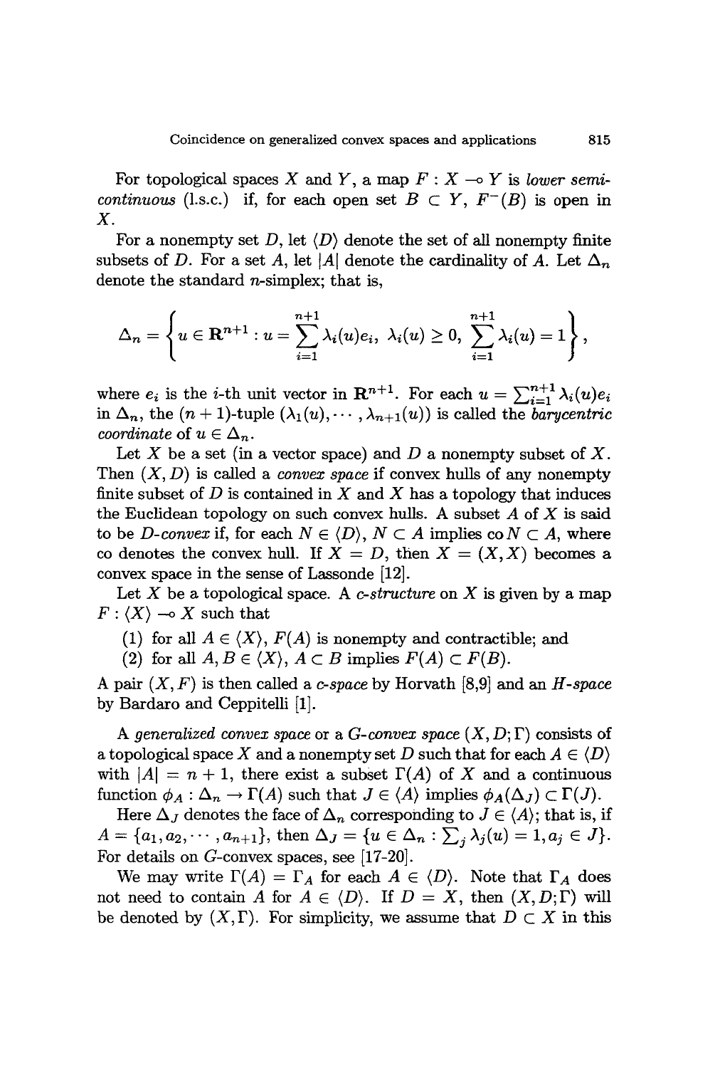For topological spaces $X$ and $Y$, a map $F : X \multimap Y$ is *lower semi-continuous* (l.s.c.) if, for each open set $B \subset Y$, $F^{-}(B)$ is open in $X$.

For a nonempty set $D$, let $\langle D \rangle$ denote the set of all nonempty finite subsets of $D$. For a set $A$, let $|A|$ denote the cardinality of $A$. Let $\Delta_n$ denote the standard $n$-simplex; that is,

$$\Delta_n = \left\{ u \in \mathbf{R}^{n+1} : u = \sum_{i=1}^{n+1} \lambda_i(u) e_i, \ \lambda_i(u) \geq 0, \ \sum_{i=1}^{n+1} \lambda_i(u) = 1 \right\},$$

where $e_i$ is the $i$-th unit vector in $\mathbf{R}^{n+1}$. For each $u = \sum_{i=1}^{n+1} \lambda_i(u) e_i$ in $\Delta_n$, the $(n+1)$-tuple $(\lambda_1(u), \cdots, \lambda_{n+1}(u))$ is called the *barycentric coordinate* of $u \in \Delta_n$.

Let $X$ be a set (in a vector space) and $D$ a nonempty subset of $X$. Then $(X, D)$ is called a *convex space* if convex hulls of any nonempty finite subset of $D$ is contained in $X$ and $X$ has a topology that induces the Euclidean topology on such convex hulls. A subset $A$ of $X$ is said to be *$D$-convex* if, for each $N \in \langle D \rangle$, $N \subset A$ implies $\operatorname{co} N \subset A$, where co denotes the convex hull. If $X = D$, then $X = (X, X)$ becomes a convex space in the sense of Lassonde [12].

Let $X$ be a topological space. A *c-structure* on $X$ is given by a map $F : \langle X \rangle \multimap X$ such that

(1) for all $A \in \langle X \rangle$, $F(A)$ is nonempty and contractible; and

(2) for all $A, B \in \langle X \rangle$, $A \subset B$ implies $F(A) \subset F(B)$.

A pair $(X, F)$ is then called a *c-space* by Horvath [8,9] and an *H-space* by Bardaro and Ceppitelli [1].

A *generalized convex space* or a *G-convex space* $(X, D; \Gamma)$ consists of a topological space $X$ and a nonempty set $D$ such that for each $A \in \langle D \rangle$ with $|A| = n+1$, there exist a subset $\Gamma(A)$ of $X$ and a continuous function $\phi_A : \Delta_n \to \Gamma(A)$ such that $J \in \langle A \rangle$ implies $\phi_A(\Delta_J) \subset \Gamma(J)$.

Here $\Delta_J$ denotes the face of $\Delta_n$ corresponding to $J \in \langle A \rangle$; that is, if $A = \{a_1, a_2, \cdots, a_{n+1}\}$, then $\Delta_J = \{u \in \Delta_n : \sum_j \lambda_j(u) = 1, a_j \in J\}$. For details on $G$-convex spaces, see [17-20].

We may write $\Gamma(A) = \Gamma_A$ for each $A \in \langle D \rangle$. Note that $\Gamma_A$ does not need to contain $A$ for $A \in \langle D \rangle$. If $D = X$, then $(X, D; \Gamma)$ will be denoted by $(X, \Gamma)$. For simplicity, we assume that $D \subset X$ in this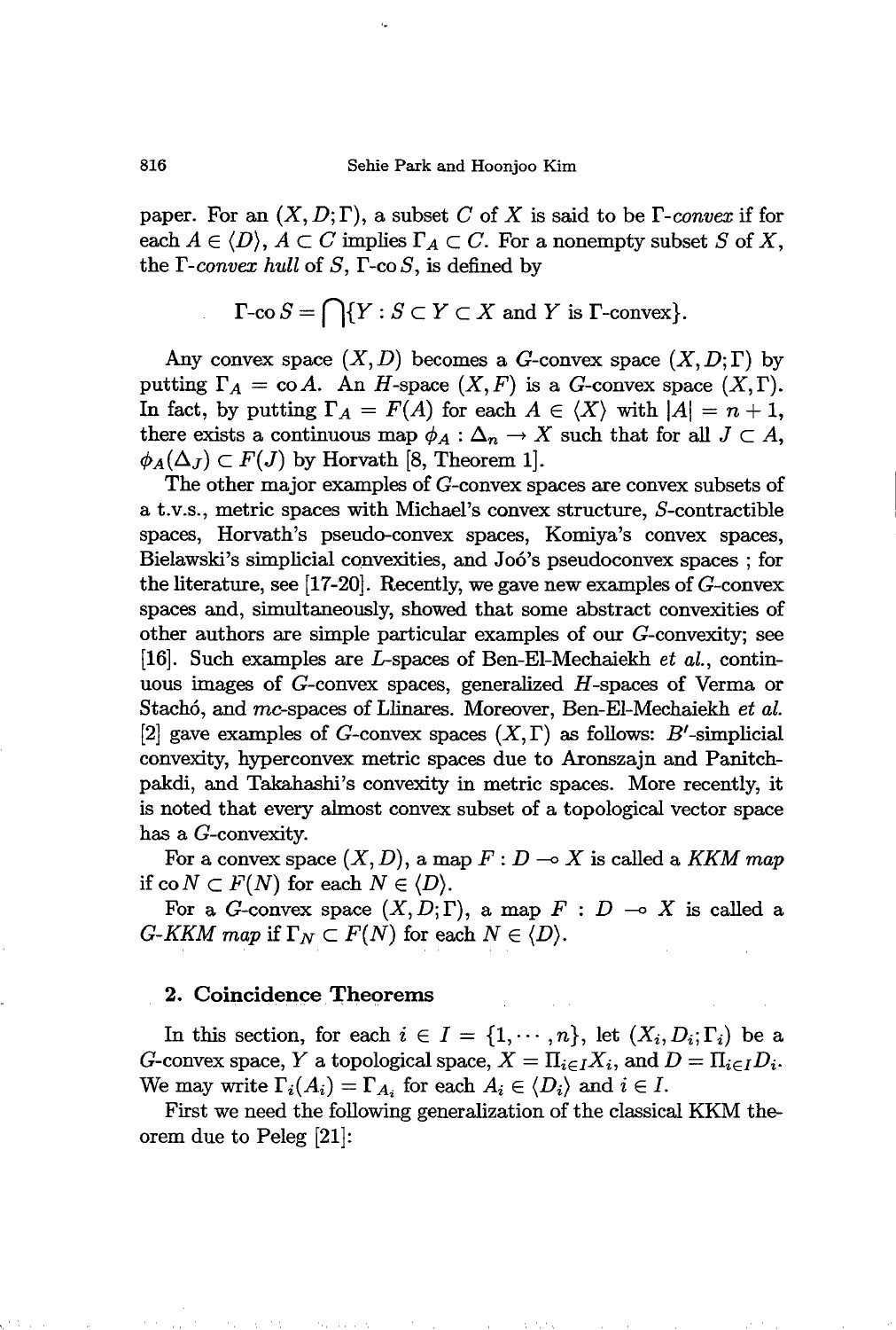paper. For an $(X, D; \Gamma)$, a subset $C$ of $X$ is said to be *$\Gamma$-convex* if for each $A \in \langle D \rangle$, $A \subset C$ implies $\Gamma_A \subset C$. For a nonempty subset $S$ of $X$, the *$\Gamma$-convex hull* of $S$, $\Gamma$-co $S$, is defined by

$$\Gamma\text{-co}\, S = \bigcap\{Y : S \subset Y \subset X \text{ and } Y \text{ is } \Gamma\text{-convex}\}.$$

Any convex space $(X, D)$ becomes a $G$-convex space $(X, D; \Gamma)$ by putting $\Gamma_A = \operatorname{co} A$. An $H$-space $(X, F)$ is a $G$-convex space $(X, \Gamma)$. In fact, by putting $\Gamma_A = F(A)$ for each $A \in \langle X \rangle$ with $|A| = n+1$, there exists a continuous map $\phi_A : \Delta_n \to X$ such that for all $J \subset A$, $\phi_A(\Delta_J) \subset F(J)$ by Horvath [8, Theorem 1].

The other major examples of $G$-convex spaces are convex subsets of a t.v.s., metric spaces with Michael's convex structure, $S$-contractible spaces, Horvath's pseudo-convex spaces, Komiya's convex spaces, Bielawski's simplicial convexities, and Joó's pseudoconvex spaces ; for the literature, see [17-20]. Recently, we gave new examples of $G$-convex spaces and, simultaneously, showed that some abstract convexities of other authors are simple particular examples of our $G$-convexity; see [16]. Such examples are $L$-spaces of Ben-El-Mechaiekh *et al.*, continuous images of $G$-convex spaces, generalized $H$-spaces of Verma or Stachó, and $mc$-spaces of Llinares. Moreover, Ben-El-Mechaiekh *et al.* [2] gave examples of $G$-convex spaces $(X, \Gamma)$ as follows: $B'$-simplicial convexity, hyperconvex metric spaces due to Aronszajn and Panitchpakdi, and Takahashi's convexity in metric spaces. More recently, it is noted that every almost convex subset of a topological vector space has a $G$-convexity.

For a convex space $(X, D)$, a map $F : D \multimap X$ is called a *KKM map* if $\operatorname{co} N \subset F(N)$ for each $N \in \langle D \rangle$.

For a $G$-convex space $(X, D; \Gamma)$, a map $F : D \multimap X$ is called a *$G$-KKM map* if $\Gamma_N \subset F(N)$ for each $N \in \langle D \rangle$.

## 2. Coincidence Theorems

In this section, for each $i \in I = \{1, \cdots, n\}$, let $(X_i, D_i; \Gamma_i)$ be a $G$-convex space, $Y$ a topological space, $X = \Pi_{i \in I} X_i$, and $D = \Pi_{i \in I} D_i$. We may write $\Gamma_i(A_i) = \Gamma_{A_i}$ for each $A_i \in \langle D_i \rangle$ and $i \in I$.

First we need the following generalization of the classical KKM theorem due to Peleg [21]: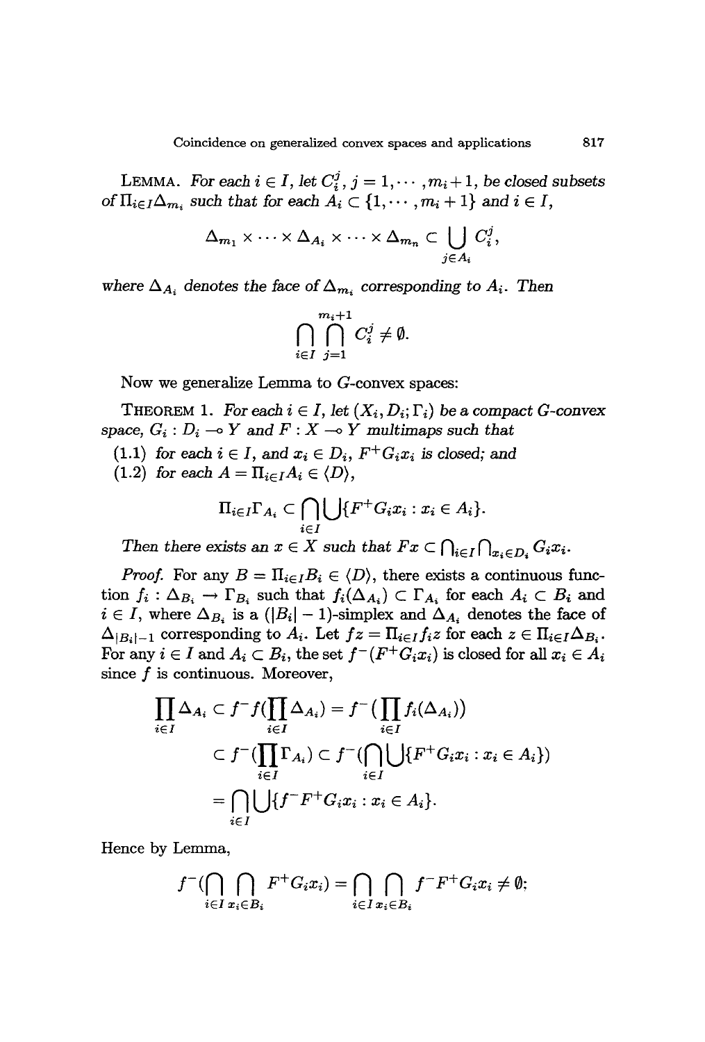**LEMMA.** *For each $i \in I$, let $C_i^j$, $j = 1, \cdots, m_i + 1$, be closed subsets of $\Pi_{i \in I} \Delta_{m_i}$ such that for each $A_i \subset \{1, \cdots, m_i + 1\}$ and $i \in I$,*

$$\Delta_{m_1} \times \cdots \times \Delta_{A_i} \times \cdots \times \Delta_{m_n} \subset \bigcup_{j \in A_i} C_i^j,$$

*where $\Delta_{A_i}$ denotes the face of $\Delta_{m_i}$ corresponding to $A_i$. Then*

$$\bigcap_{i \in I} \bigcap_{j=1}^{m_i+1} C_i^j \neq \emptyset.$$

Now we generalize Lemma to $G$-convex spaces:

**THEOREM 1.** *For each $i \in I$, let $(X_i, D_i; \Gamma_i)$ be a compact $G$-convex space, $G_i : D_i \multimap Y$ and $F : X \multimap Y$ multimaps such that*

*(1.1) for each $i \in I$, and $x_i \in D_i$, $F^+ G_i x_i$ is closed; and*

*(1.2) for each $A = \Pi_{i \in I} A_i \in \langle D \rangle$,*

$$\Pi_{i \in I} \Gamma_{A_i} \subset \bigcap_{i \in I} \bigcup \{F^+ G_i x_i : x_i \in A_i\}.$$

*Then there exists an $x \in X$ such that $Fx \subset \bigcap_{i \in I} \bigcap_{x_i \in D_i} G_i x_i$.*

*Proof.* For any $B = \Pi_{i \in I} B_i \in \langle D \rangle$, there exists a continuous function $f_i : \Delta_{B_i} \to \Gamma_{B_i}$ such that $f_i(\Delta_{A_i}) \subset \Gamma_{A_i}$ for each $A_i \subset B_i$ and $i \in I$, where $\Delta_{B_i}$ is a $(|B_i| - 1)$-simplex and $\Delta_{A_i}$ denotes the face of $\Delta_{|B_i|-1}$ corresponding to $A_i$. Let $fz = \Pi_{i \in I} f_i z$ for each $z \in \Pi_{i \in I} \Delta_{B_i}$. For any $i \in I$ and $A_i \subset B_i$, the set $f^-(F^+ G_i x_i)$ is closed for all $x_i \in A_i$ since $f$ is continuous. Moreover,

$$\begin{aligned}
\prod_{i \in I} \Delta_{A_i} &\subset f^- f(\prod_{i \in I} \Delta_{A_i}) = f^-(\prod_{i \in I} f_i(\Delta_{A_i})) \\
&\subset f^-(\prod_{i \in I} \Gamma_{A_i}) \subset f^-(\bigcap_{i \in I} \bigcup \{F^+ G_i x_i : x_i \in A_i\}) \\
&= \bigcap_{i \in I} \bigcup \{f^- F^+ G_i x_i : x_i \in A_i\}.
\end{aligned}$$

Hence by Lemma,

$$f^-(\bigcap_{i \in I} \bigcap_{x_i \in B_i} F^+ G_i x_i) = \bigcap_{i \in I} \bigcap_{x_i \in B_i} f^- F^+ G_i x_i \neq \emptyset;$$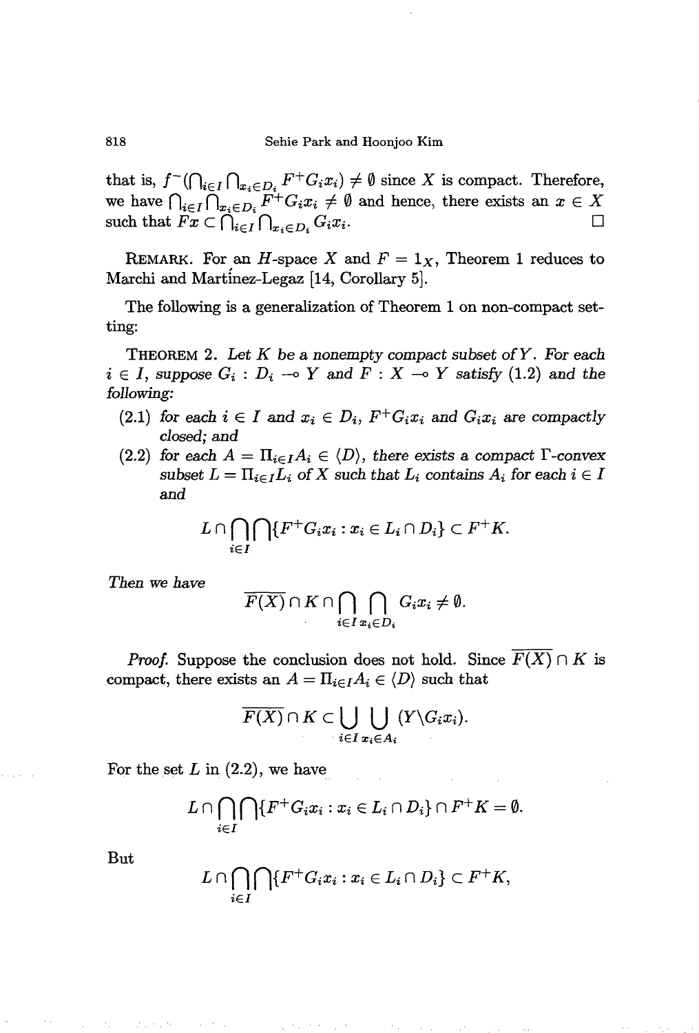that is, $f^-(\bigcap_{i\in I}\bigcap_{x_i\in D_i} F^+G_ix_i) \neq \emptyset$ since $X$ is compact. Therefore, we have $\bigcap_{i\in I}\bigcap_{x_i\in D_i} F^+G_ix_i \neq \emptyset$ and hence, there exists an $x \in X$ such that $Fx \subset \bigcap_{i\in I}\bigcap_{x_i\in D_i} G_ix_i$. □

REMARK. For an $H$-space $X$ and $F = 1_X$, Theorem 1 reduces to Marchi and Martínez-Legaz [14, Corollary 5].

The following is a generalization of Theorem 1 on non-compact setting:

THEOREM 2. *Let $K$ be a nonempty compact subset of $Y$. For each $i \in I$, suppose $G_i : D_i \multimap Y$ and $F : X \multimap Y$ satisfy (1.2) and the following:*

(2.1) *for each $i \in I$ and $x_i \in D_i$, $F^+G_ix_i$ and $G_ix_i$ are compactly closed; and*

(2.2) *for each $A = \Pi_{i\in I}A_i \in \langle D\rangle$, there exists a compact $\Gamma$-convex subset $L = \Pi_{i\in I}L_i$ of $X$ such that $L_i$ contains $A_i$ for each $i \in I$ and*

$$L \cap \bigcap_{i\in I} \bigcap \{F^+G_ix_i : x_i \in L_i \cap D_i\} \subset F^+K.$$

*Then we have*

$$\overline{F(X)} \cap K \cap \bigcap_{i\in I} \bigcap_{x_i\in D_i} G_ix_i \neq \emptyset.$$

*Proof.* Suppose the conclusion does not hold. Since $\overline{F(X)} \cap K$ is compact, there exists an $A = \Pi_{i\in I}A_i \in \langle D\rangle$ such that

$$\overline{F(X)} \cap K \subset \bigcup_{i\in I} \bigcup_{x_i\in A_i} (Y\backslash G_ix_i).$$

For the set $L$ in (2.2), we have

$$L \cap \bigcap_{i\in I} \bigcap \{F^+G_ix_i : x_i \in L_i \cap D_i\} \cap F^+K = \emptyset.$$

But

$$L \cap \bigcap_{i\in I} \bigcap \{F^+G_ix_i : x_i \in L_i \cap D_i\} \subset F^+K,$$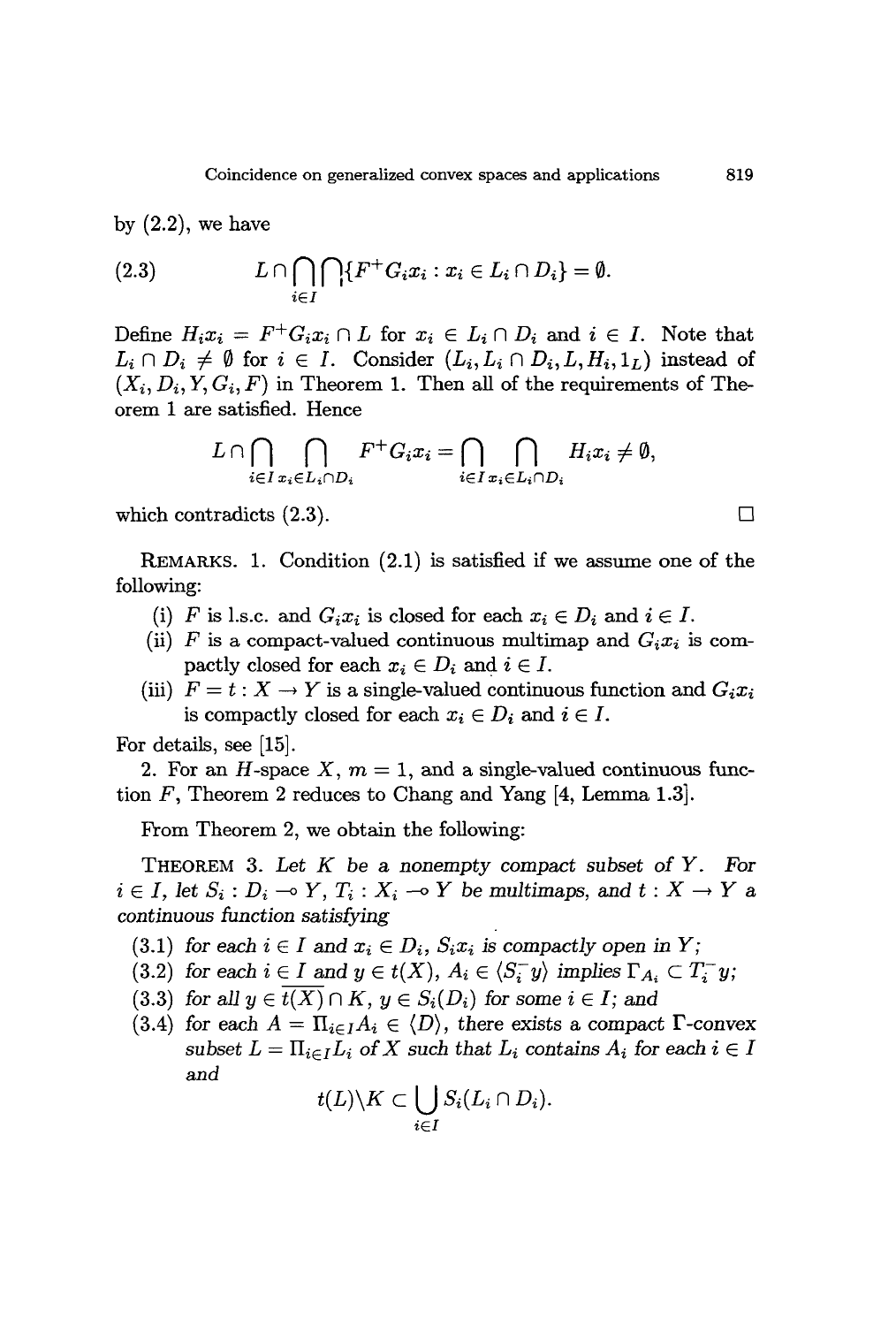by (2.2), we have

$$(2.3) \qquad L \cap \bigcap_{i \in I} \bigcap \{F^+ G_i x_i : x_i \in L_i \cap D_i\} = \emptyset.$$

Define $H_i x_i = F^+ G_i x_i \cap L$ for $x_i \in L_i \cap D_i$ and $i \in I$. Note that $L_i \cap D_i \neq \emptyset$ for $i \in I$. Consider $(L_i, L_i \cap D_i, L, H_i, 1_L)$ instead of $(X_i, D_i, Y, G_i, F)$ in Theorem 1. Then all of the requirements of Theorem 1 are satisfied. Hence

$$L \cap \bigcap_{i \in I} \bigcap_{x_i \in L_i \cap D_i} F^+ G_i x_i = \bigcap_{i \in I} \bigcap_{x_i \in L_i \cap D_i} H_i x_i \neq \emptyset,$$

which contradicts (2.3). $\square$

REMARKS. 1. Condition (2.1) is satisfied if we assume one of the following:

(i) $F$ is l.s.c. and $G_i x_i$ is closed for each $x_i \in D_i$ and $i \in I$.

(ii) $F$ is a compact-valued continuous multimap and $G_i x_i$ is compactly closed for each $x_i \in D_i$ and $i \in I$.

(iii) $F = t : X \to Y$ is a single-valued continuous function and $G_i x_i$ is compactly closed for each $x_i \in D_i$ and $i \in I$.

For details, see [15].

2. For an $H$-space $X$, $m = 1$, and a single-valued continuous function $F$, Theorem 2 reduces to Chang and Yang [4, Lemma 1.3].

From Theorem 2, we obtain the following:

THEOREM 3. *Let $K$ be a nonempty compact subset of $Y$. For $i \in I$, let $S_i : D_i \multimap Y$, $T_i : X_i \multimap Y$ be multimaps, and $t : X \to Y$ a continuous function satisfying*

(3.1) *for each $i \in I$ and $x_i \in D_i$, $S_i x_i$ is compactly open in $Y$;*

(3.2) *for each $i \in I$ and $y \in t(X)$, $A_i \in \langle S_i^- y \rangle$ implies $\Gamma_{A_i} \subset T_i^- y$;*

(3.3) *for all $y \in \overline{t(X)} \cap K$, $y \in S_i(D_i)$ for some $i \in I$; and*

(3.4) *for each $A = \Pi_{i \in I} A_i \in \langle D \rangle$, there exists a compact $\Gamma$-convex subset $L = \Pi_{i \in I} L_i$ of $X$ such that $L_i$ contains $A_i$ for each $i \in I$ and*

$$t(L) \backslash K \subset \bigcup_{i \in I} S_i(L_i \cap D_i).$$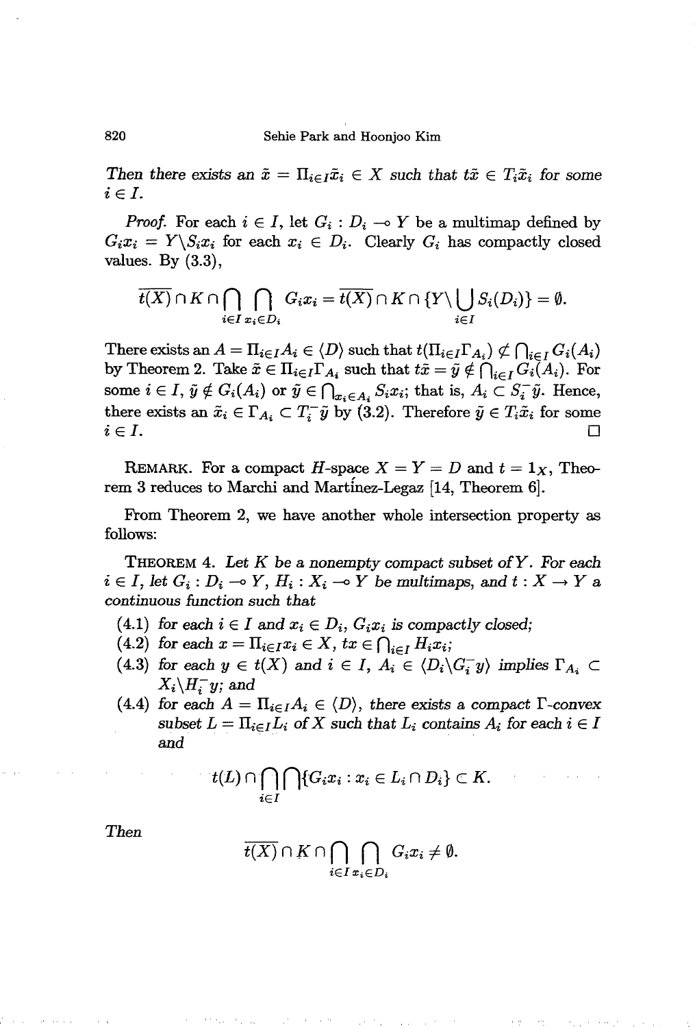*Then there exists an $\tilde{x} = \Pi_{i\in I}\tilde{x}_i \in X$ such that $t\tilde{x} \in T_i\tilde{x}_i$ for some $i \in I$.*

*Proof.* For each $i \in I$, let $G_i : D_i \multimap Y$ be a multimap defined by $G_i x_i = Y\backslash S_i x_i$ for each $x_i \in D_i$. Clearly $G_i$ has compactly closed values. By (3.3),

$$\overline{t(X)} \cap K \cap \bigcap_{i\in I} \bigcap_{x_i\in D_i} G_i x_i = \overline{t(X)} \cap K \cap \{Y\backslash \bigcup_{i\in I} S_i(D_i)\} = \emptyset.$$

There exists an $A = \Pi_{i\in I}A_i \in \langle D\rangle$ such that $t(\Pi_{i\in I}\Gamma_{A_i}) \not\subset \bigcap_{i\in I} G_i(A_i)$ by Theorem 2. Take $\tilde{x} \in \Pi_{i\in I}\Gamma_{A_i}$ such that $t\tilde{x} = \tilde{y} \notin \bigcap_{i\in I} G_i(A_i)$. For some $i \in I$, $\tilde{y} \notin G_i(A_i)$ or $\tilde{y} \in \bigcap_{x_i\in A_i} S_i x_i$; that is, $A_i \subset S_i^- \tilde{y}$. Hence, there exists an $\tilde{x}_i \in \Gamma_{A_i} \subset T_i^- \tilde{y}$ by (3.2). Therefore $\tilde{y} \in T_i \tilde{x}_i$ for some $i \in I$. □

REMARK. For a compact $H$-space $X = Y = D$ and $t = 1_X$, Theorem 3 reduces to Marchi and Martínez-Legaz [14, Theorem 6].

From Theorem 2, we have another whole intersection property as follows:

THEOREM 4. *Let $K$ be a nonempty compact subset of $Y$. For each $i \in I$, let $G_i : D_i \multimap Y$, $H_i : X_i \multimap Y$ be multimaps, and $t : X \to Y$ a continuous function such that*

(4.1) *for each $i \in I$ and $x_i \in D_i$, $G_i x_i$ is compactly closed;*
(4.2) *for each $x = \Pi_{i\in I}x_i \in X$, $tx \in \bigcap_{i\in I} H_i x_i$;*
(4.3) *for each $y \in t(X)$ and $i \in I$, $A_i \in \langle D_i\backslash G_i^- y\rangle$ implies $\Gamma_{A_i} \subset X_i\backslash H_i^- y$; and*
(4.4) *for each $A = \Pi_{i\in I}A_i \in \langle D\rangle$, there exists a compact $\Gamma$-convex subset $L = \Pi_{i\in I}L_i$ of $X$ such that $L_i$ contains $A_i$ for each $i \in I$ and*

$$t(L) \cap \bigcap_{i\in I} \bigcap \{G_i x_i : x_i \in L_i \cap D_i\} \subset K.$$

*Then*

$$\overline{t(X)} \cap K \cap \bigcap_{i\in I} \bigcap_{x_i\in D_i} G_i x_i \neq \emptyset.$$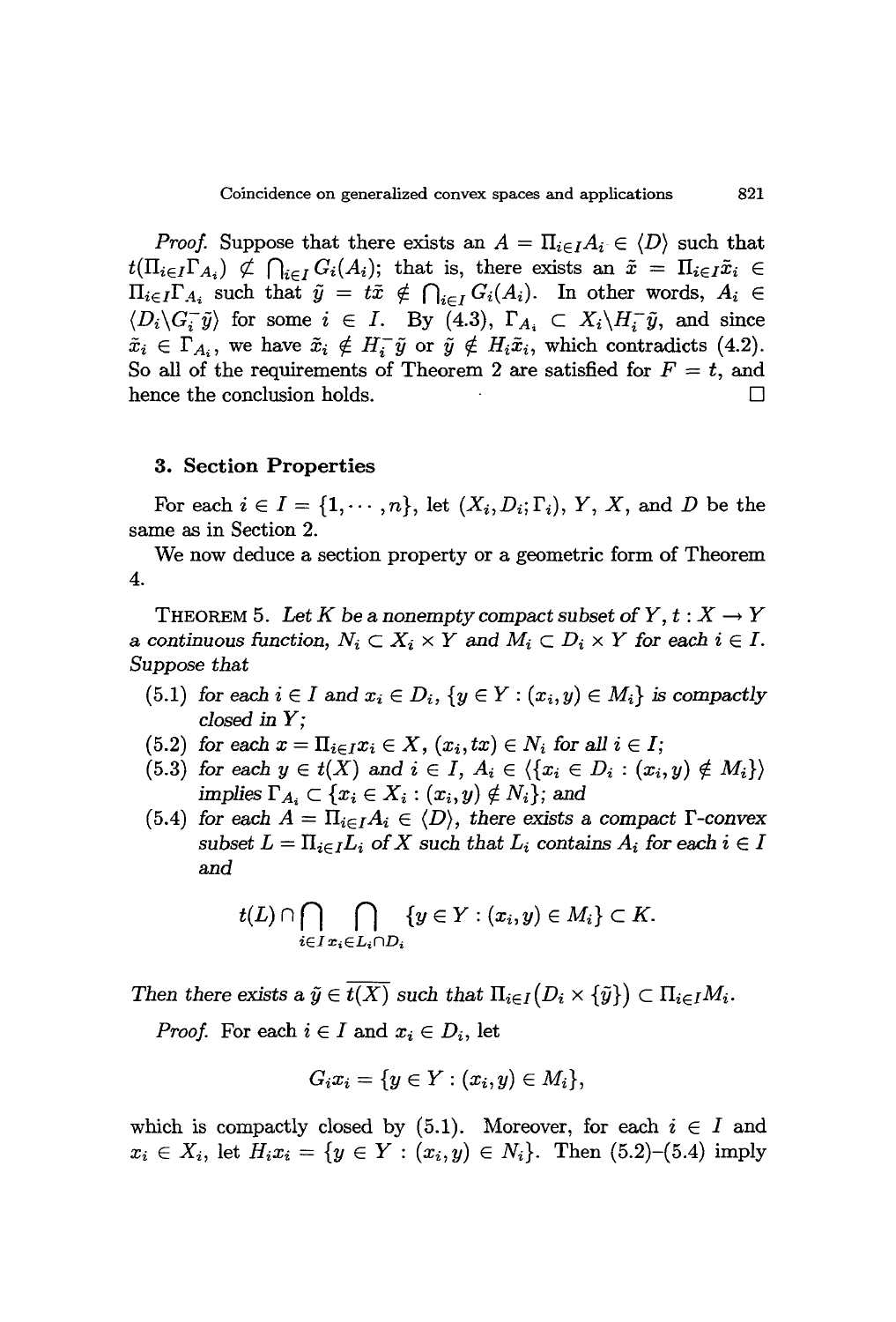*Proof.* Suppose that there exists an $A = \Pi_{i \in I} A_i \in \langle D \rangle$ such that $t(\Pi_{i\in I}\Gamma_{A_i}) \not\subset \bigcap_{i \in I} G_i(A_i)$; that is, there exists an $\tilde{x} = \Pi_{i\in I}\tilde{x}_i \in \Pi_{i\in I}\Gamma_{A_i}$ such that $\tilde{y} = t\tilde{x} \notin \bigcap_{i\in I} G_i(A_i)$. In other words, $A_i \in \langle D_i \backslash G_i^- \tilde{y}\rangle$ for some $i \in I$. By (4.3), $\Gamma_{A_i} \subset X_i \backslash H_i^- \tilde{y}$, and since $\tilde{x}_i \in \Gamma_{A_i}$, we have $\tilde{x}_i \notin H_i^- \tilde{y}$ or $\tilde{y} \notin H_i \tilde{x}_i$, which contradicts (4.2). So all of the requirements of Theorem 2 are satisfied for $F = t$, and hence the conclusion holds. □

## 3. Section Properties

For each $i \in I = \{1, \cdots, n\}$, let $(X_i, D_i; \Gamma_i)$, $Y$, $X$, and $D$ be the same as in Section 2.

We now deduce a section property or a geometric form of Theorem 4.

THEOREM 5. *Let $K$ be a nonempty compact subset of $Y$, $t : X \to Y$ a continuous function, $N_i \subset X_i \times Y$ and $M_i \subset D_i \times Y$ for each $i \in I$. Suppose that*

(5.1) *for each $i \in I$ and $x_i \in D_i$, $\{y \in Y : (x_i, y) \in M_i\}$ is compactly closed in $Y$;*

(5.2) *for each $x = \Pi_{i\in I} x_i \in X$, $(x_i, tx) \in N_i$ for all $i \in I$;*

(5.3) *for each $y \in t(X)$ and $i \in I$, $A_i \in \langle\{x_i \in D_i : (x_i, y) \notin M_i\}\rangle$ implies $\Gamma_{A_i} \subset \{x_i \in X_i : (x_i, y) \notin N_i\}$; and*

(5.4) *for each $A = \Pi_{i\in I}A_i \in \langle D \rangle$, there exists a compact $\Gamma$-convex subset $L = \Pi_{i\in I}L_i$ of $X$ such that $L_i$ contains $A_i$ for each $i \in I$ and*

$$t(L) \cap \bigcap_{i\in I} \bigcap_{x_i \in L_i \cap D_i} \{y \in Y : (x_i, y) \in M_i\} \subset K.$$

*Then there exists a $\tilde{y} \in \overline{t(X)}$ such that $\Pi_{i\in I}(D_i \times \{\tilde{y}\}) \subset \Pi_{i\in I} M_i$.*

*Proof.* For each $i \in I$ and $x_i \in D_i$, let

$$G_i x_i = \{y \in Y : (x_i, y) \in M_i\},$$

which is compactly closed by (5.1). Moreover, for each $i \in I$ and $x_i \in X_i$, let $H_i x_i = \{y \in Y : (x_i, y) \in N_i\}$. Then (5.2)–(5.4) imply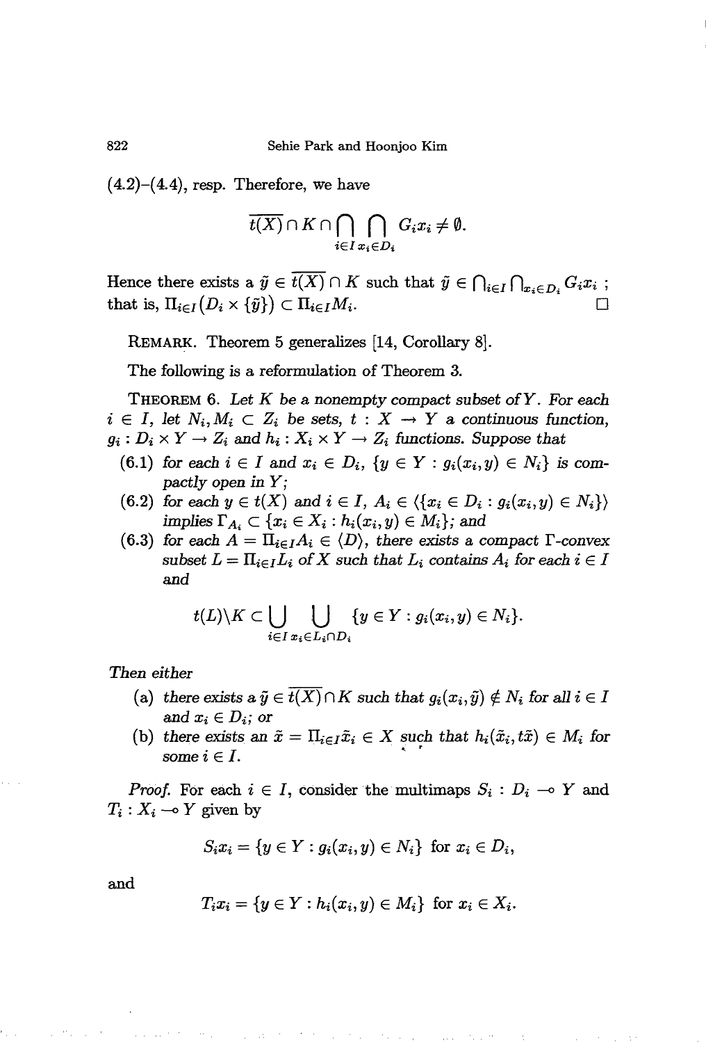(4.2)–(4.4), resp. Therefore, we have

$$\overline{t(X)} \cap K \cap \bigcap_{i \in I} \bigcap_{x_i \in D_i} G_i x_i \neq \emptyset.$$

Hence there exists a $\tilde{y} \in \overline{t(X)} \cap K$ such that $\tilde{y} \in \bigcap_{i \in I} \bigcap_{x_i \in D_i} G_i x_i$ ; that is, $\Pi_{i \in I}(D_i \times \{\tilde{y}\}) \subset \Pi_{i \in I} M_i$. $\square$

REMARK. Theorem 5 generalizes [14, Corollary 8].

The following is a reformulation of Theorem 3.

THEOREM 6. *Let $K$ be a nonempty compact subset of $Y$. For each $i \in I$, let $N_i, M_i \subset Z_i$ be sets, $t : X \to Y$ a continuous function, $g_i : D_i \times Y \to Z_i$ and $h_i : X_i \times Y \to Z_i$ functions. Suppose that*

- (6.1) *for each $i \in I$ and $x_i \in D_i$, $\{y \in Y : g_i(x_i, y) \in N_i\}$ is compactly open in $Y$;*
- (6.2) *for each $y \in t(X)$ and $i \in I$, $A_i \in \langle \{x_i \in D_i : g_i(x_i, y) \in N_i\} \rangle$ implies $\Gamma_{A_i} \subset \{x_i \in X_i : h_i(x_i, y) \in M_i\}$; and*
- (6.3) *for each $A = \Pi_{i \in I} A_i \in \langle D \rangle$, there exists a compact $\Gamma$-convex subset $L = \Pi_{i \in I} L_i$ of $X$ such that $L_i$ contains $A_i$ for each $i \in I$ and*

$$t(L) \backslash K \subset \bigcup_{i \in I} \bigcup_{x_i \in L_i \cap D_i} \{y \in Y : g_i(x_i, y) \in N_i\}.$$

*Then either*

- (a) *there exists a $\tilde{y} \in \overline{t(X)} \cap K$ such that $g_i(x_i, \tilde{y}) \notin N_i$ for all $i \in I$ and $x_i \in D_i$; or*
- (b) *there exists an $\tilde{x} = \Pi_{i \in I} \tilde{x}_i \in X$ such that $h_i(\tilde{x}_i, t\tilde{x}) \in M_i$ for some $i \in I$.*

*Proof.* For each $i \in I$, consider the multimaps $S_i : D_i \multimap Y$ and $T_i : X_i \multimap Y$ given by

$$S_i x_i = \{y \in Y : g_i(x_i, y) \in N_i\} \text{ for } x_i \in D_i,$$

and

$$T_i x_i = \{y \in Y : h_i(x_i, y) \in M_i\} \text{ for } x_i \in X_i.$$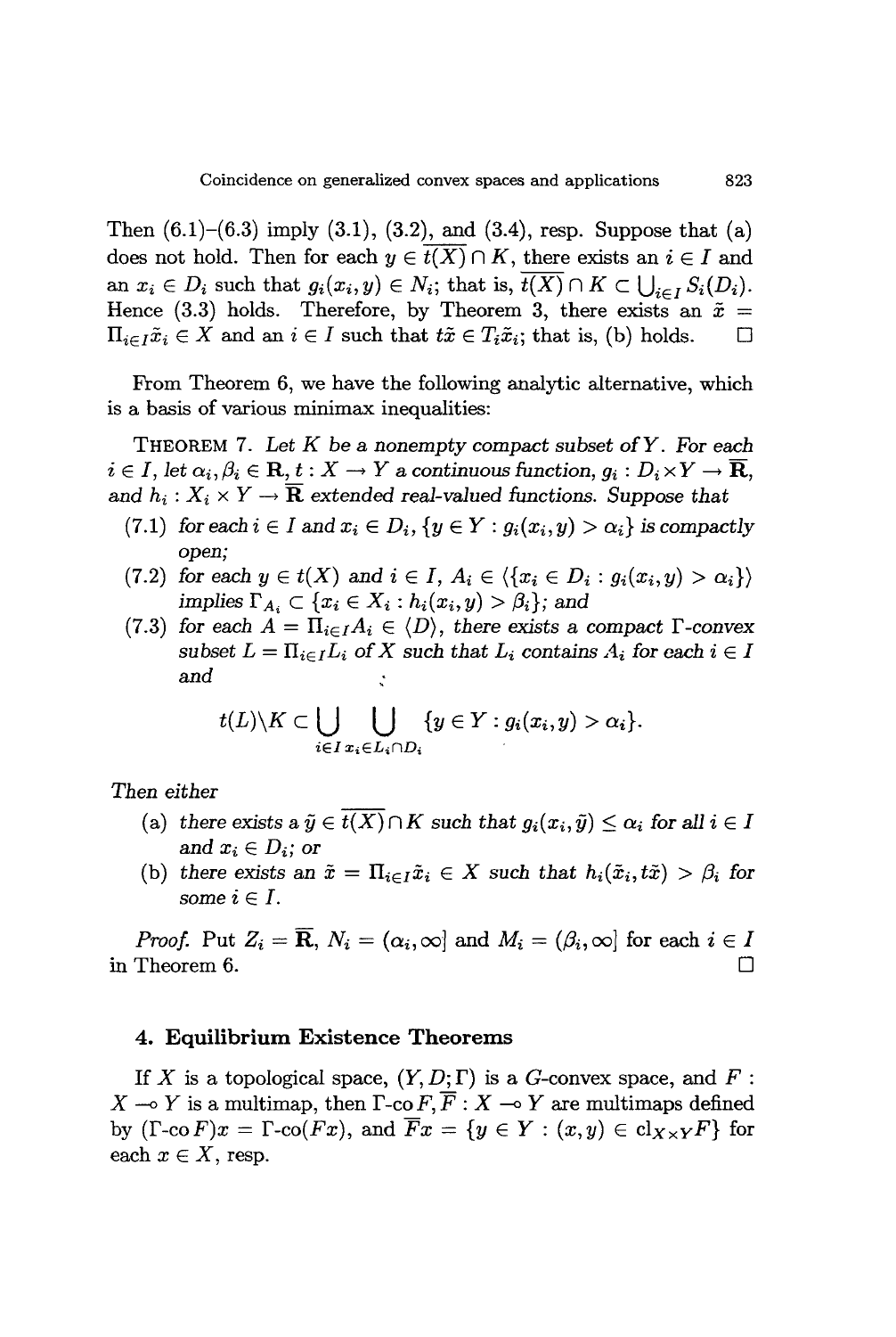Then (6.1)–(6.3) imply (3.1), (3.2), and (3.4), resp. Suppose that (a) does not hold. Then for each $y \in \overline{t(X)} \cap K$, there exists an $i \in I$ and an $x_i \in D_i$ such that $g_i(x_i, y) \in N_i$; that is, $\overline{t(X)} \cap K \subset \bigcup_{i \in I} S_i(D_i)$. Hence (3.3) holds. Therefore, by Theorem 3, there exists an $\tilde{x} = \Pi_{i \in I} \tilde{x}_i \in X$ and an $i \in I$ such that $t\tilde{x} \in T_i \tilde{x}_i$; that is, (b) holds. $\square$

From Theorem 6, we have the following analytic alternative, which is a basis of various minimax inequalities:

THEOREM 7. *Let $K$ be a nonempty compact subset of $Y$. For each $i \in I$, let $\alpha_i, \beta_i \in \mathbf{R}$, $t : X \to Y$ a continuous function, $g_i : D_i \times Y \to \overline{\mathbf{R}}$, and $h_i : X_i \times Y \to \overline{\mathbf{R}}$ extended real-valued functions. Suppose that*

(7.1) *for each $i \in I$ and $x_i \in D_i$, $\{y \in Y : g_i(x_i, y) > \alpha_i\}$ is compactly open;*

(7.2) *for each $y \in t(X)$ and $i \in I$, $A_i \in \langle \{x_i \in D_i : g_i(x_i, y) > \alpha_i\} \rangle$ implies $\Gamma_{A_i} \subset \{x_i \in X_i : h_i(x_i, y) > \beta_i\}$; and*

(7.3) *for each $A = \Pi_{i \in I} A_i \in \langle D \rangle$, there exists a compact $\Gamma$-convex subset $L = \Pi_{i \in I} L_i$ of $X$ such that $L_i$ contains $A_i$ for each $i \in I$ and*
$$t(L) \backslash K \subset \bigcup_{i \in I} \bigcup_{x_i \in L_i \cap D_i} \{y \in Y : g_i(x_i, y) > \alpha_i\}.$$

*Then either*

(a) *there exists a $\tilde{y} \in \overline{t(X)} \cap K$ such that $g_i(x_i, \tilde{y}) \le \alpha_i$ for all $i \in I$ and $x_i \in D_i$; or*

(b) *there exists an $\tilde{x} = \Pi_{i \in I} \tilde{x}_i \in X$ such that $h_i(\tilde{x}_i, t\tilde{x}) > \beta_i$ for some $i \in I$.*

*Proof.* Put $Z_i = \overline{\mathbf{R}}$, $N_i = (\alpha_i, \infty]$ and $M_i = (\beta_i, \infty]$ for each $i \in I$ in Theorem 6. $\square$

## 4. Equilibrium Existence Theorems

If $X$ is a topological space, $(Y, D; \Gamma)$ is a $G$-convex space, and $F : X \multimap Y$ is a multimap, then $\Gamma\text{-co}\, F, \overline{F} : X \multimap Y$ are multimaps defined by $(\Gamma\text{-co}\, F)x = \Gamma\text{-co}(Fx)$, and $\overline{F}x = \{y \in Y : (x, y) \in \text{cl}_{X \times Y} F\}$ for each $x \in X$, resp.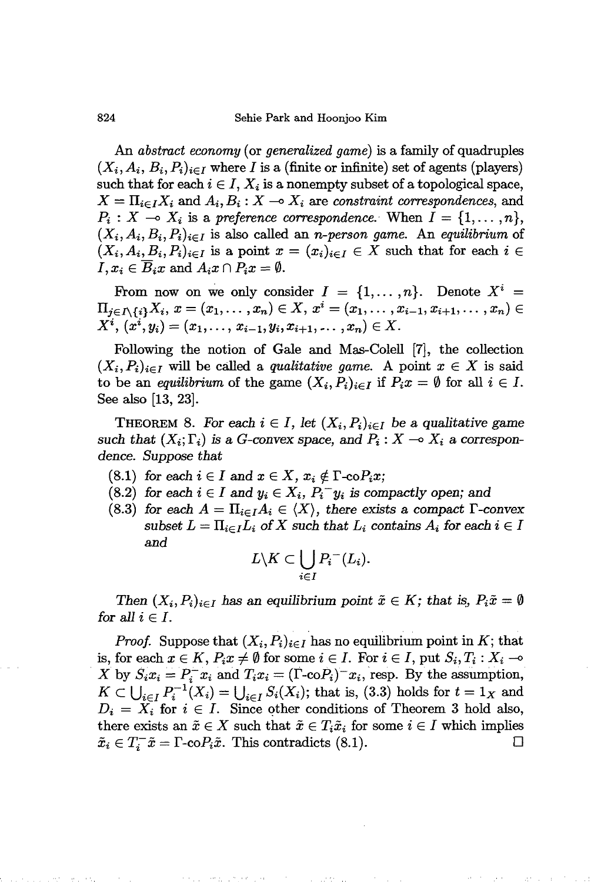An *abstract economy* (or *generalized game*) is a family of quadruples $(X_i, A_i, B_i, P_i)_{i\in I}$ where $I$ is a (finite or infinite) set of agents (players) such that for each $i \in I$, $X_i$ is a nonempty subset of a topological space, $X = \Pi_{i\in I} X_i$ and $A_i, B_i : X \multimap X_i$ are *constraint correspondences*, and $P_i : X \multimap X_i$ is a *preference correspondence*. When $I = \{1, \dots, n\}$, $(X_i, A_i, B_i, P_i)_{i\in I}$ is also called an *n-person game*. An *equilibrium* of $(X_i, A_i, B_i, P_i)_{i\in I}$ is a point $x = (x_i)_{i\in I} \in X$ such that for each $i \in I, x_i \in \overline{B}_i x$ and $A_i x \cap P_i x = \emptyset$.

From now on we only consider $I = \{1, \dots, n\}$. Denote $X^i = \Pi_{j\in I\setminus\{i\}} X_i$, $x = (x_1, \dots, x_n) \in X$, $x^i = (x_1, \dots, x_{i-1}, x_{i+1}, \dots, x_n) \in X^i$, $(x^i, y_i) = (x_1, \dots, x_{i-1}, y_i, x_{i+1}, \dots, x_n) \in X$.

Following the notion of Gale and Mas-Colell [7], the collection $(X_i, P_i)_{i\in I}$ will be called a *qualitative game*. A point $x \in X$ is said to be an *equilibrium* of the game $(X_i, P_i)_{i\in I}$ if $P_i x = \emptyset$ for all $i \in I$. See also [13, 23].

THEOREM 8. *For each $i \in I$, let $(X_i, P_i)_{i\in I}$ be a qualitative game such that $(X_i; \Gamma_i)$ is a G-convex space, and $P_i : X \multimap X_i$ a correspondence. Suppose that*

(8.1) *for each $i \in I$ and $x \in X$, $x_i \notin \Gamma\text{-co}P_i x$;*

(8.2) *for each $i \in I$ and $y_i \in X_i$, $P_i^- y_i$ is compactly open; and*

(8.3) *for each $A = \Pi_{i\in I} A_i \in \langle X \rangle$, there exists a compact $\Gamma$-convex subset $L = \Pi_{i\in I} L_i$ of $X$ such that $L_i$ contains $A_i$ for each $i \in I$ and*

$$L \backslash K \subset \bigcup_{i\in I} P_i^-(L_i).$$

*Then $(X_i, P_i)_{i\in I}$ has an equilibrium point $\tilde{x} \in K$; that is, $P_i \tilde{x} = \emptyset$ for all $i \in I$.*

*Proof.* Suppose that $(X_i, P_i)_{i\in I}$ has no equilibrium point in $K$; that is, for each $x \in K$, $P_i x \neq \emptyset$ for some $i \in I$. For $i \in I$, put $S_i, T_i : X_i \multimap X$ by $S_i x_i = P_i^- x_i$ and $T_i x_i = (\Gamma\text{-co}P_i)^- x_i$, resp. By the assumption, $K \subset \bigcup_{i\in I} P_i^{-1}(X_i) = \bigcup_{i\in I} S_i(X_i)$; that is, (3.3) holds for $t = 1_X$ and $D_i = X_i$ for $i \in I$. Since other conditions of Theorem 3 hold also, there exists an $\tilde{x} \in X$ such that $\tilde{x} \in T_i \tilde{x}_i$ for some $i \in I$ which implies $\tilde{x}_i \in T_i^- \tilde{x} = \Gamma\text{-co}P_i \tilde{x}$. This contradicts (8.1). $\square$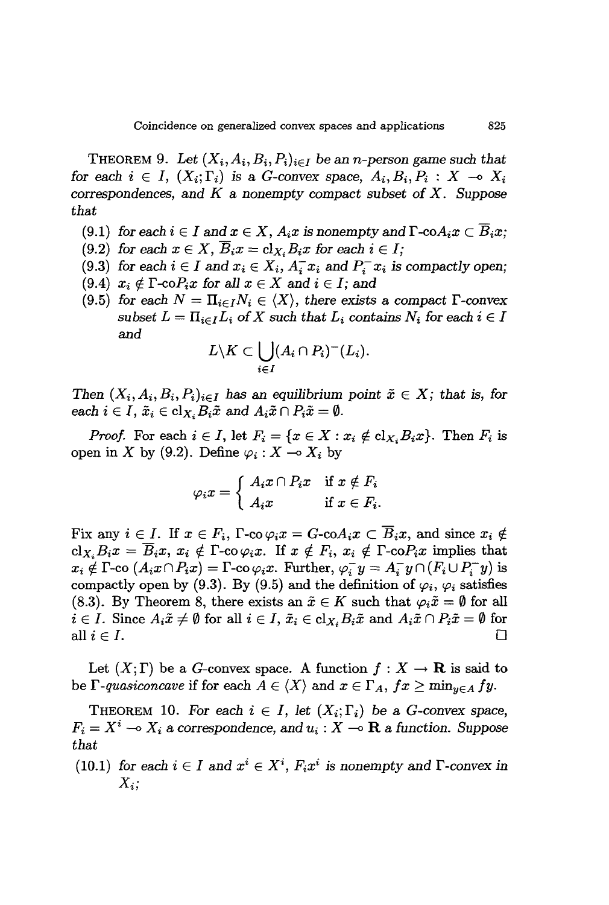**Theorem 9.** *Let $(X_i, A_i, B_i, P_i)_{i \in I}$ be an $n$-person game such that for each $i \in I$, $(X_i; \Gamma_i)$ is a $G$-convex space, $A_i, B_i, P_i : X \multimap X_i$ correspondences, and $K$ a nonempty compact subset of $X$. Suppose that*

- (9.1) *for each $i \in I$ and $x \in X$, $A_i x$ is nonempty and $\Gamma\text{-co}A_i x \subset \overline{B}_i x$;*
- (9.2) *for each $x \in X$, $\overline{B}_i x = \text{cl}_{X_i} B_i x$ for each $i \in I$;*
- (9.3) *for each $i \in I$ and $x_i \in X_i$, $A_i^- x_i$ and $P_i^- x_i$ is compactly open;*
- (9.4) *$x_i \notin \Gamma\text{-co}P_i x$ for all $x \in X$ and $i \in I$; and*
- (9.5) *for each $N = \Pi_{i \in I} N_i \in \langle X \rangle$, there exists a compact $\Gamma$-convex subset $L = \Pi_{i \in I} L_i$ of $X$ such that $L_i$ contains $N_i$ for each $i \in I$ and*
$$L \backslash K \subset \bigcup_{i \in I} (A_i \cap P_i)^-(L_i).$$

*Then $(X_i, A_i, B_i, P_i)_{i \in I}$ has an equilibrium point $\tilde{x} \in X$; that is, for each $i \in I$, $\tilde{x}_i \in \text{cl}_{X_i} B_i \tilde{x}$ and $A_i \tilde{x} \cap P_i \tilde{x} = \emptyset$.*

*Proof.* For each $i \in I$, let $F_i = \{x \in X : x_i \notin \text{cl}_{X_i} B_i x\}$. Then $F_i$ is open in $X$ by (9.2). Define $\varphi_i : X \multimap X_i$ by

$$\varphi_i x = \begin{cases} A_i x \cap P_i x & \text{if } x \notin F_i \\ A_i x & \text{if } x \in F_i. \end{cases}$$

Fix any $i \in I$. If $x \in F_i$, $\Gamma\text{-co}\,\varphi_i x = G\text{-co}A_i x \subset \overline{B}_i x$, and since $x_i \notin \text{cl}_{X_i} B_i x = \overline{B}_i x$, $x_i \notin \Gamma\text{-co}\,\varphi_i x$. If $x \notin F_i$, $x_i \notin \Gamma\text{-co}P_i x$ implies that $x_i \notin \Gamma\text{-co}\,(A_i x \cap P_i x) = \Gamma\text{-co}\,\varphi_i x$. Further, $\varphi_i^- y = A_i^- y \cap (F_i \cup P_i^- y)$ is compactly open by (9.3). By (9.5) and the definition of $\varphi_i$, $\varphi_i$ satisfies (8.3). By Theorem 8, there exists an $\tilde{x} \in K$ such that $\varphi_i \tilde{x} = \emptyset$ for all $i \in I$. Since $A_i \tilde{x} \neq \emptyset$ for all $i \in I$, $\tilde{x}_i \in \text{cl}_{X_i} B_i \tilde{x}$ and $A_i \tilde{x} \cap P_i \tilde{x} = \emptyset$ for all $i \in I$. □

Let $(X; \Gamma)$ be a $G$-convex space. A function $f : X \to \mathbf{R}$ is said to be *$\Gamma$-quasiconcave* if for each $A \in \langle X \rangle$ and $x \in \Gamma_A$, $fx \geq \min_{y \in A} fy$.

**Theorem 10.** *For each $i \in I$, let $(X_i; \Gamma_i)$ be a $G$-convex space, $F_i = X^i \multimap X_i$ a correspondence, and $u_i : X \multimap \mathbf{R}$ a function. Suppose that*

- (10.1) *for each $i \in I$ and $x^i \in X^i$, $F_i x^i$ is nonempty and $\Gamma$-convex in $X_i$;*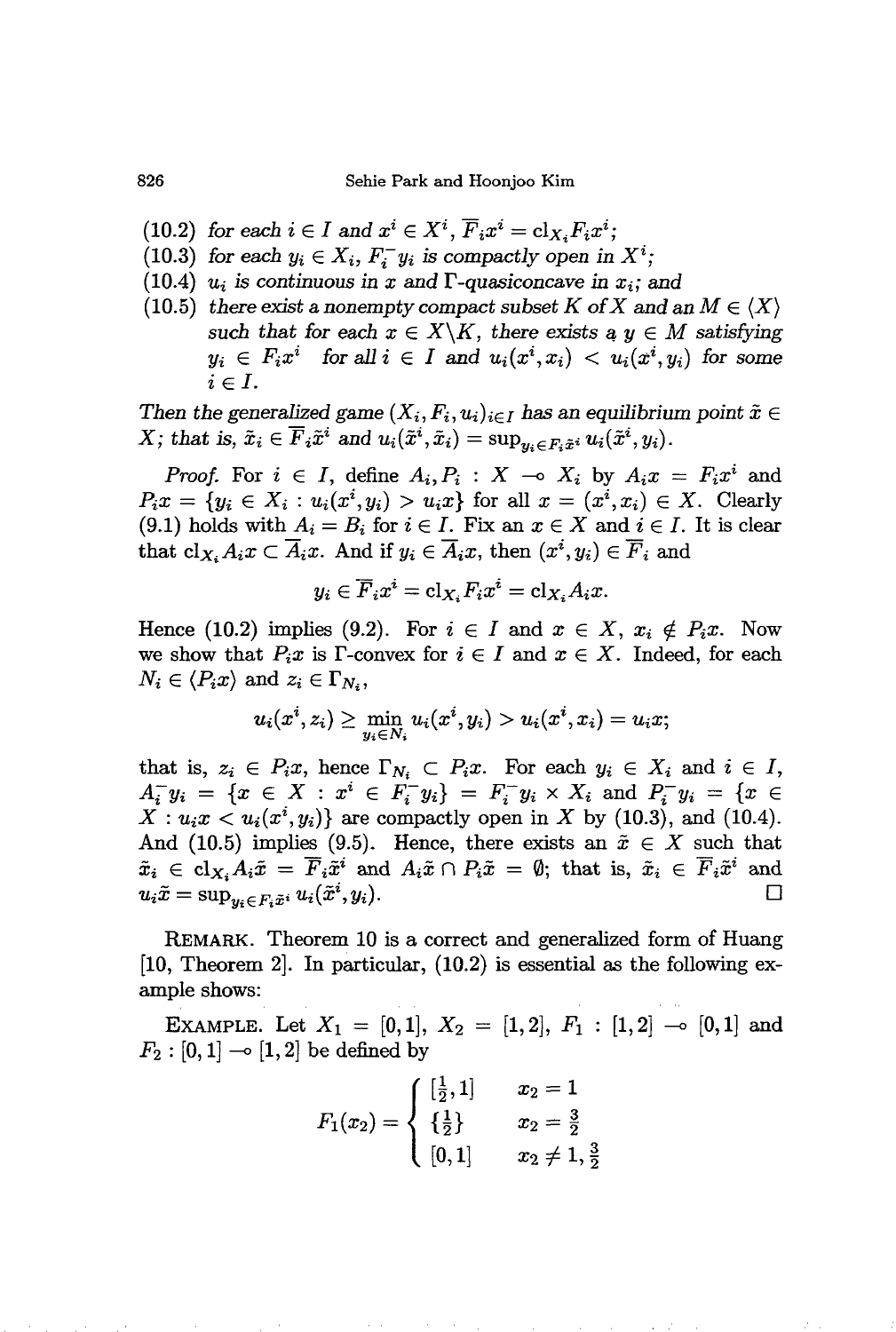(10.2) *for each* $i \in I$ *and* $x^i \in X^i$, $\overline{F}_i x^i = \mathrm{cl}_{X_i} F_i x^i$;

(10.3) *for each* $y_i \in X_i$, $F_i^- y_i$ *is compactly open in* $X^i$;

(10.4) $u_i$ *is continuous in* $x$ *and* $\Gamma$*-quasiconcave in* $x_i$; *and*

(10.5) *there exist a nonempty compact subset* $K$ *of* $X$ *and an* $M \in \langle X \rangle$ *such that for each* $x \in X \backslash K$, *there exists a* $y \in M$ *satisfying* $y_i \in F_i x^i$ *for all* $i \in I$ *and* $u_i(x^i, x_i) < u_i(x^i, y_i)$ *for some* $i \in I$.

*Then the generalized game* $(X_i, F_i, u_i)_{i \in I}$ *has an equilibrium point* $\tilde{x} \in X$; *that is,* $\tilde{x}_i \in \overline{F}_i \tilde{x}^i$ *and* $u_i(\tilde{x}^i, \tilde{x}_i) = \sup_{y_i \in F_i \tilde{x}^i} u_i(\tilde{x}^i, y_i)$.

*Proof.* For $i \in I$, define $A_i, P_i : X \multimap X_i$ by $A_i x = F_i x^i$ and $P_i x = \{y_i \in X_i : u_i(x^i, y_i) > u_i x\}$ for all $x = (x^i, x_i) \in X$. Clearly (9.1) holds with $A_i = B_i$ for $i \in I$. Fix an $x \in X$ and $i \in I$. It is clear that $\mathrm{cl}_{X_i} A_i x \subset \overline{A}_i x$. And if $y_i \in \overline{A}_i x$, then $(x^i, y_i) \in \overline{F}_i$ and

$$y_i \in \overline{F}_i x^i = \mathrm{cl}_{X_i} F_i x^i = \mathrm{cl}_{X_i} A_i x.$$

Hence (10.2) implies (9.2). For $i \in I$ and $x \in X$, $x_i \notin P_i x$. Now we show that $P_i x$ is $\Gamma$-convex for $i \in I$ and $x \in X$. Indeed, for each $N_i \in \langle P_i x \rangle$ and $z_i \in \Gamma_{N_i}$,

$$u_i(x^i, z_i) \geq \min_{y_i \in N_i} u_i(x^i, y_i) > u_i(x^i, x_i) = u_i x;$$

that is, $z_i \in P_i x$, hence $\Gamma_{N_i} \subset P_i x$. For each $y_i \in X_i$ and $i \in I$, $A_i^- y_i = \{x \in X : x^i \in F_i^- y_i\} = F_i^- y_i \times X_i$ and $P_i^- y_i = \{x \in X : u_i x < u_i(x^i, y_i)\}$ are compactly open in $X$ by (10.3), and (10.4). And (10.5) implies (9.5). Hence, there exists an $\tilde{x} \in X$ such that $\tilde{x}_i \in \mathrm{cl}_{X_i} A_i \tilde{x} = \overline{F}_i \tilde{x}^i$ and $A_i \tilde{x} \cap P_i \tilde{x} = \emptyset$; that is, $\tilde{x}_i \in \overline{F}_i \tilde{x}^i$ and $u_i \tilde{x} = \sup_{y_i \in F_i \tilde{x}^i} u_i(\tilde{x}^i, y_i)$. □

REMARK. Theorem 10 is a correct and generalized form of Huang [10, Theorem 2]. In particular, (10.2) is essential as the following example shows:

EXAMPLE. Let $X_1 = [0,1]$, $X_2 = [1,2]$, $F_1 : [1,2] \multimap [0,1]$ and $F_2 : [0,1] \multimap [1,2]$ be defined by

$$F_1(x_2) = \begin{cases} [\frac{1}{2}, 1] & x_2 = 1 \\ \{\frac{1}{2}\} & x_2 = \frac{3}{2} \\ [0,1] & x_2 \neq 1, \frac{3}{2} \end{cases}$$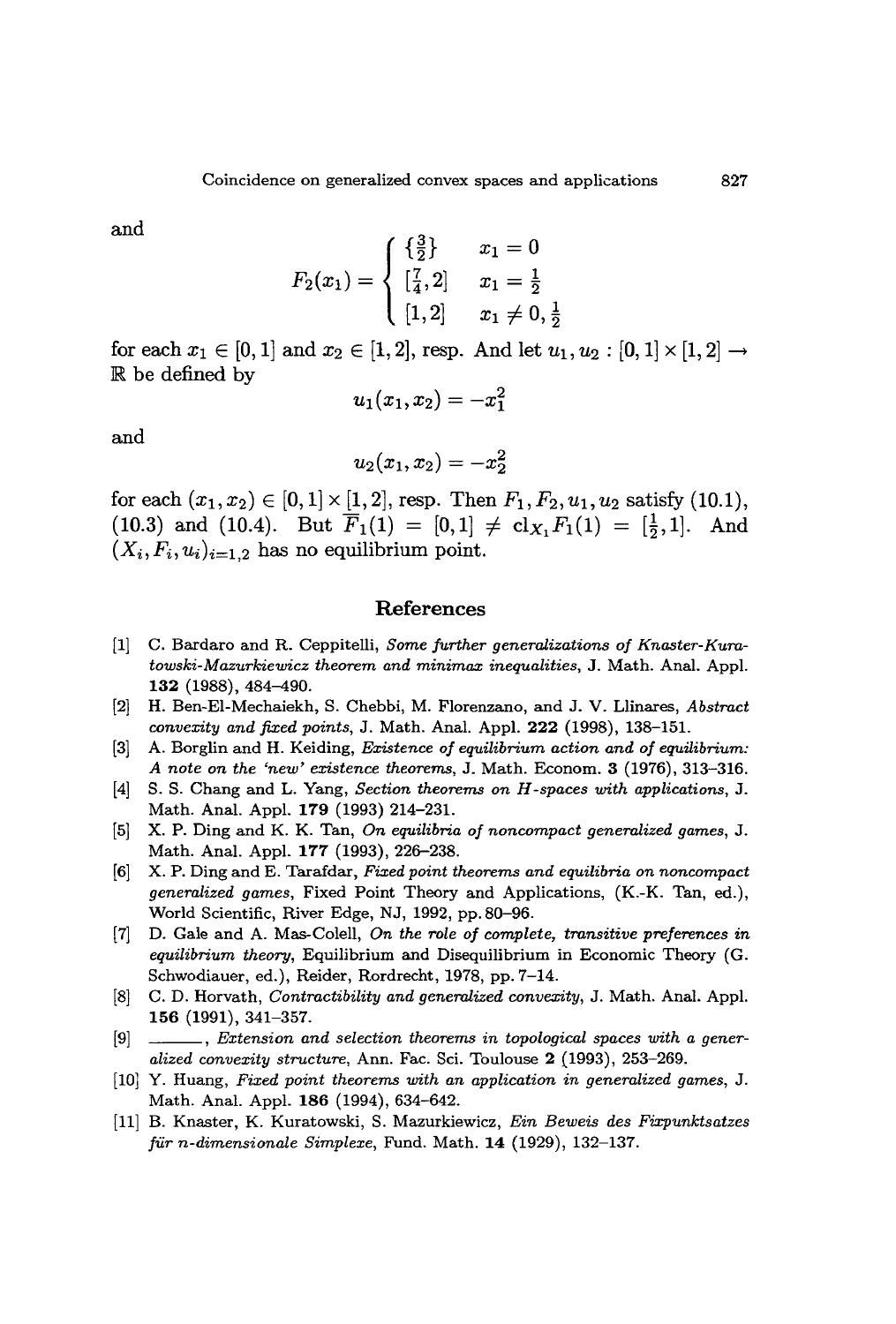and

$$F_2(x_1) = \begin{cases} \{\frac{3}{2}\} & x_1 = 0 \\ [\frac{7}{4}, 2] & x_1 = \frac{1}{2} \\ [1, 2] & x_1 \neq 0, \frac{1}{2} \end{cases}$$

for each $x_1 \in [0,1]$ and $x_2 \in [1,2]$, resp. And let $u_1, u_2 : [0,1] \times [1,2] \to \mathbb{R}$ be defined by

$$u_1(x_1, x_2) = -x_1^2$$

and

$$u_2(x_1, x_2) = -x_2^2$$

for each $(x_1, x_2) \in [0,1] \times [1,2]$, resp. Then $F_1, F_2, u_1, u_2$ satisfy (10.1), (10.3) and (10.4). But $\overline{F}_1(1) = [0,1] \neq \mathrm{cl}_{X_1} F_1(1) = [\frac{1}{2}, 1]$. And $(X_i, F_i, u_i)_{i=1,2}$ has no equilibrium point.

## References

[1] C. Bardaro and R. Ceppitelli, *Some further generalizations of Knaster-Kuratowski-Mazurkiewicz theorem and minimax inequalities*, J. Math. Anal. Appl. **132** (1988), 484–490.

[2] H. Ben-El-Mechaiekh, S. Chebbi, M. Florenzano, and J. V. Llinares, *Abstract convexity and fixed points*, J. Math. Anal. Appl. **222** (1998), 138–151.

[3] A. Borglin and H. Keiding, *Existence of equilibrium action and of equilibrium: A note on the 'new' existence theorems*, J. Math. Econom. **3** (1976), 313–316.

[4] S. S. Chang and L. Yang, *Section theorems on H-spaces with applications*, J. Math. Anal. Appl. **179** (1993) 214–231.

[5] X. P. Ding and K. K. Tan, *On equilibria of noncompact generalized games*, J. Math. Anal. Appl. **177** (1993), 226–238.

[6] X. P. Ding and E. Tarafdar, *Fixed point theorems and equilibria on noncompact generalized games*, Fixed Point Theory and Applications, (K.-K. Tan, ed.), World Scientific, River Edge, NJ, 1992, pp. 80–96.

[7] D. Gale and A. Mas-Colell, *On the role of complete, transitive preferences in equilibrium theory*, Equilibrium and Disequilibrium in Economic Theory (G. Schwodiauer, ed.), Reider, Rordrecht, 1978, pp. 7–14.

[8] C. D. Horvath, *Contractibility and generalized convexity*, J. Math. Anal. Appl. **156** (1991), 341–357.

[9] ———, *Extension and selection theorems in topological spaces with a generalized convexity structure*, Ann. Fac. Sci. Toulouse **2** (1993), 253–269.

[10] Y. Huang, *Fixed point theorems with an application in generalized games*, J. Math. Anal. Appl. **186** (1994), 634–642.

[11] B. Knaster, K. Kuratowski, S. Mazurkiewicz, *Ein Beweis des Fixpunktsatzes für n-dimensionale Simplexe*, Fund. Math. **14** (1929), 132–137.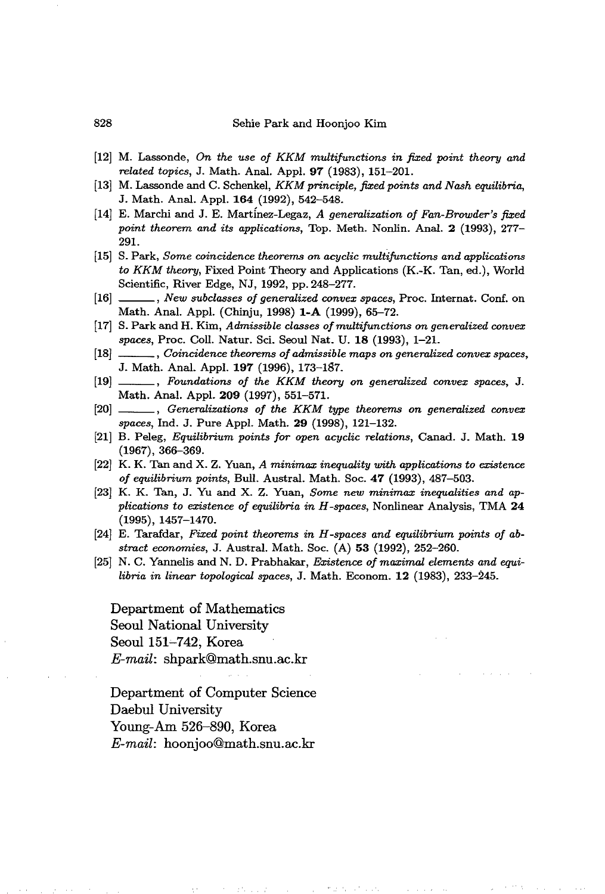[12] M. Lassonde, *On the use of KKM multifunctions in fixed point theory and related topics*, J. Math. Anal. Appl. **97** (1983), 151–201.

[13] M. Lassonde and C. Schenkel, *KKM principle, fixed points and Nash equilibria*, J. Math. Anal. Appl. **164** (1992), 542–548.

[14] E. Marchi and J. E. Martínez-Legaz, *A generalization of Fan-Browder's fixed point theorem and its applications*, Top. Meth. Nonlin. Anal. **2** (1993), 277–291.

[15] S. Park, *Some coincidence theorems on acyclic multifunctions and applications to KKM theory*, Fixed Point Theory and Applications (K.-K. Tan, ed.), World Scientific, River Edge, NJ, 1992, pp. 248–277.

[16] ———, *New subclasses of generalized convex spaces*, Proc. Internat. Conf. on Math. Anal. Appl. (Chinju, 1998) **1-A** (1999), 65–72.

[17] S. Park and H. Kim, *Admissible classes of multifunctions on generalized convex spaces*, Proc. Coll. Natur. Sci. Seoul Nat. U. **18** (1993), 1–21.

[18] ———, *Coincidence theorems of admissible maps on generalized convex spaces*, J. Math. Anal. Appl. **197** (1996), 173–187.

[19] ———, *Foundations of the KKM theory on generalized convex spaces*, J. Math. Anal. Appl. **209** (1997), 551–571.

[20] ———, *Generalizations of the KKM type theorems on generalized convex spaces*, Ind. J. Pure Appl. Math. **29** (1998), 121–132.

[21] B. Peleg, *Equilibrium points for open acyclic relations*, Canad. J. Math. **19** (1967), 366–369.

[22] K. K. Tan and X. Z. Yuan, *A minimax inequality with applications to existence of equilibrium points*, Bull. Austral. Math. Soc. **47** (1993), 487–503.

[23] K. K. Tan, J. Yu and X. Z. Yuan, *Some new minimax inequalities and applications to existence of equilibria in H-spaces*, Nonlinear Analysis, TMA **24** (1995), 1457–1470.

[24] E. Tarafdar, *Fixed point theorems in H-spaces and equilibrium points of abstract economies*, J. Austral. Math. Soc. (A) **53** (1992), 252–260.

[25] N. C. Yannelis and N. D. Prabhakar, *Existence of maximal elements and equilibria in linear topological spaces*, J. Math. Econom. **12** (1983), 233–245.

Department of Mathematics
Seoul National University
Seoul 151–742, Korea
*E-mail*: shpark@math.snu.ac.kr

Department of Computer Science
Daebul University
Young-Am 526–890, Korea
*E-mail*: hoonjoo@math.snu.ac.kr